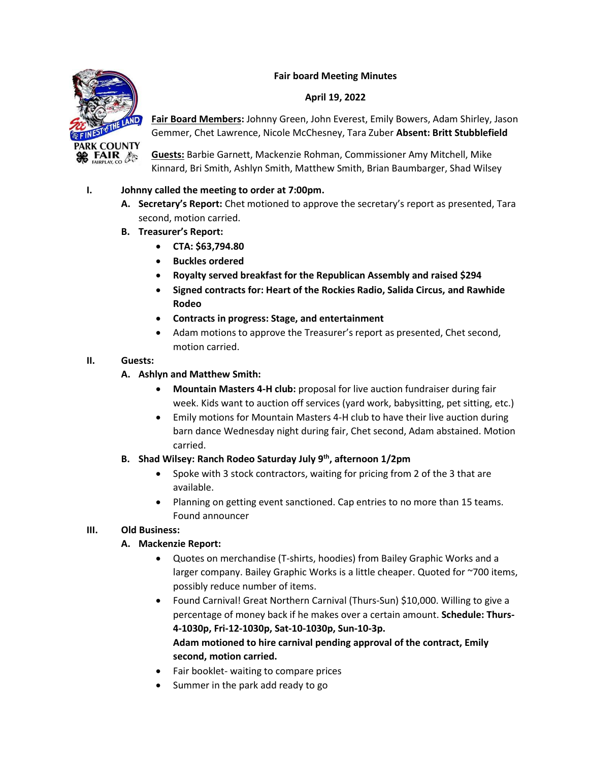# Fair board Meeting Minutes

**April 19, 2022**

**Fair Board Members:** Johnny Green, John Everest, Emily Bowers, Adam Shirley, Jason Gemmer, Chet Lawrence, Nicole McChesney, Tara Zuber **Absent: Britt Stubblefield**

**Guests:** Barbie Garnett, Mackenzie Rohman, Commissioner Amy Mitchell, Mike Kinnard, Bri Smith, Ashlyn Smith, Matthew Smith, Brian Baumbarger, Shad Wilsey

I. **Johnny called the meeting to order at 7:00pm.**
   A. **Secretary's Report:** Chet motioned to approve the secretary's report as presented, Tara second, motion carried.
   B. **Treasurer's Report:**
      - **CTA: $63,794.80**
      - **Buckles ordered**
      - **Royalty served breakfast for the Republican Assembly and raised $294**
      - **Signed contracts for: Heart of the Rockies Radio, Salida Circus, and Rawhide Rodeo**
      - **Contracts in progress: Stage, and entertainment**
      - Adam motions to approve the Treasurer's report as presented, Chet second, motion carried.

II. **Guests:**
   A. **Ashlyn and Matthew Smith:**
      - **Mountain Masters 4-H club:** proposal for live auction fundraiser during fair week. Kids want to auction off services (yard work, babysitting, pet sitting, etc.)
      - Emily motions for Mountain Masters 4-H club to have their live auction during barn dance Wednesday night during fair, Chet second, Adam abstained. Motion carried.
   B. **Shad Wilsey: Ranch Rodeo Saturday July 9th, afternoon 1/2pm**
      - Spoke with 3 stock contractors, waiting for pricing from 2 of the 3 that are available.
      - Planning on getting event sanctioned. Cap entries to no more than 15 teams. Found announcer

III. **Old Business:**
   A. **Mackenzie Report:**
      - Quotes on merchandise (T-shirts, hoodies) from Bailey Graphic Works and a larger company. Bailey Graphic Works is a little cheaper. Quoted for ~700 items, possibly reduce number of items.
      - Found Carnival! Great Northern Carnival (Thurs-Sun) $10,000. Willing to give a percentage of money back if he makes over a certain amount. **Schedule: Thurs-4-1030p, Fri-12-1030p, Sat-10-1030p, Sun-10-3p.**
        **Adam motioned to hire carnival pending approval of the contract, Emily second, motion carried.**
      - Fair booklet- waiting to compare prices
      - Summer in the park add ready to go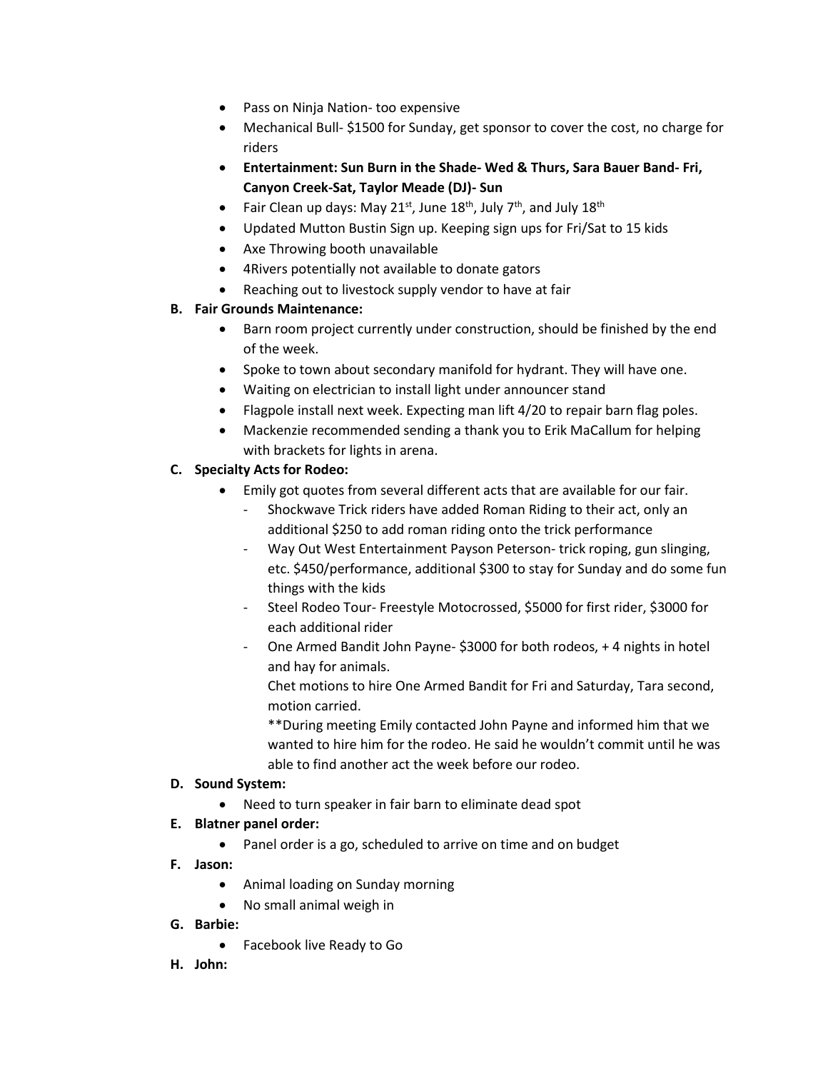- Pass on Ninja Nation- too expensive
- Mechanical Bull- $1500 for Sunday, get sponsor to cover the cost, no charge for riders
- **Entertainment: Sun Burn in the Shade- Wed & Thurs, Sara Bauer Band- Fri, Canyon Creek-Sat, Taylor Meade (DJ)- Sun**
- Fair Clean up days: May 21st, June 18th, July 7th, and July 18th
- Updated Mutton Bustin Sign up. Keeping sign ups for Fri/Sat to 15 kids
- Axe Throwing booth unavailable
- 4Rivers potentially not available to donate gators
- Reaching out to livestock supply vendor to have at fair

**B. Fair Grounds Maintenance:**

- Barn room project currently under construction, should be finished by the end of the week.
- Spoke to town about secondary manifold for hydrant. They will have one.
- Waiting on electrician to install light under announcer stand
- Flagpole install next week. Expecting man lift 4/20 to repair barn flag poles.
- Mackenzie recommended sending a thank you to Erik MaCallum for helping with brackets for lights in arena.

**C. Specialty Acts for Rodeo:**

- Emily got quotes from several different acts that are available for our fair.
  - Shockwave Trick riders have added Roman Riding to their act, only an additional $250 to add roman riding onto the trick performance
  - Way Out West Entertainment Payson Peterson- trick roping, gun slinging, etc. $450/performance, additional $300 to stay for Sunday and do some fun things with the kids
  - Steel Rodeo Tour- Freestyle Motocrossed, $5000 for first rider, $3000 for each additional rider
  - One Armed Bandit John Payne- $3000 for both rodeos, + 4 nights in hotel and hay for animals.

    Chet motions to hire One Armed Bandit for Fri and Saturday, Tara second, motion carried.

    **During meeting Emily contacted John Payne and informed him that we wanted to hire him for the rodeo. He said he wouldn't commit until he was able to find another act the week before our rodeo.

**D. Sound System:**

- Need to turn speaker in fair barn to eliminate dead spot

**E. Blatner panel order:**

- Panel order is a go, scheduled to arrive on time and on budget

**F. Jason:**

- Animal loading on Sunday morning
- No small animal weigh in

**G. Barbie:**

- Facebook live Ready to Go

**H. John:**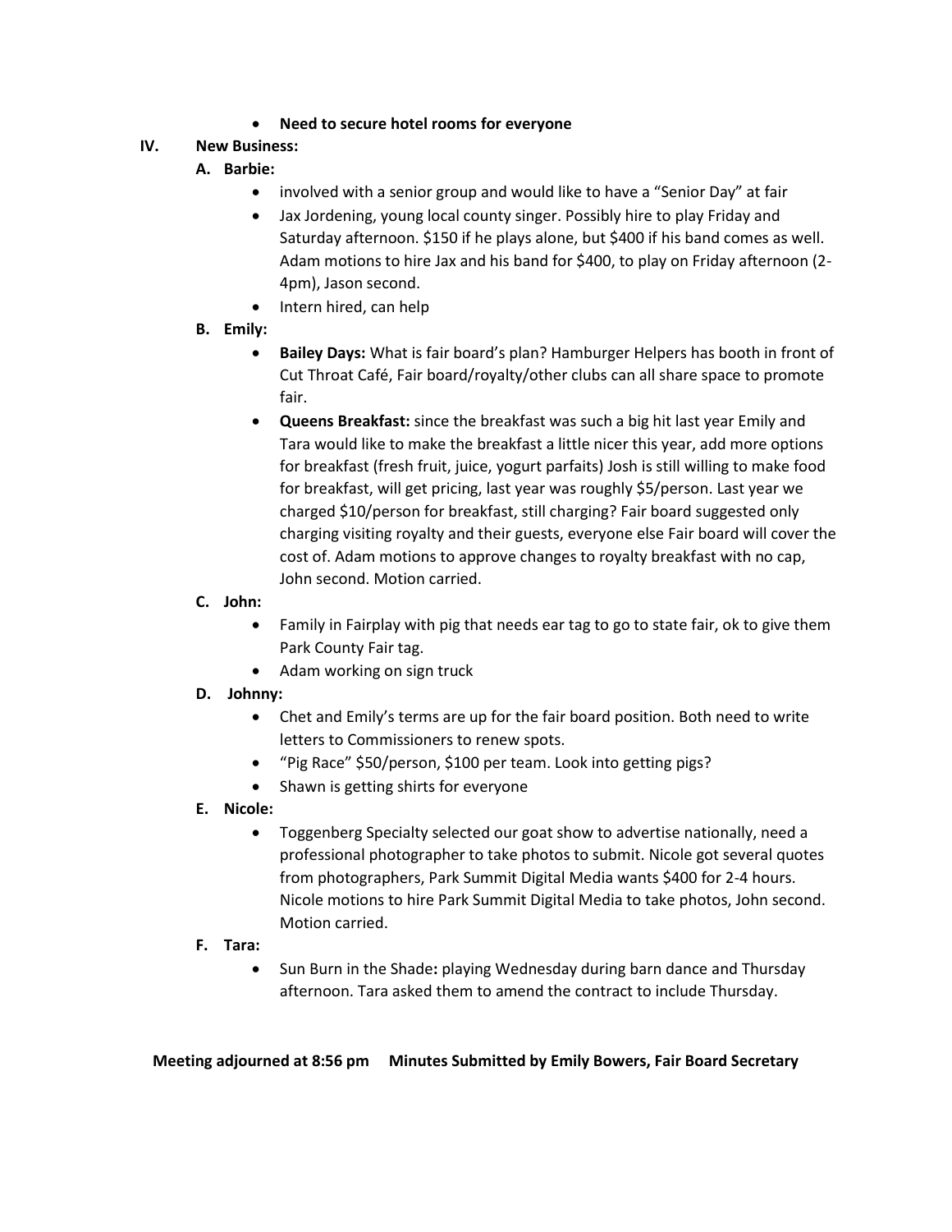- **Need to secure hotel rooms for everyone**

IV. **New Business:**

A. **Barbie:**

- involved with a senior group and would like to have a "Senior Day" at fair
- Jax Jordening, young local county singer. Possibly hire to play Friday and Saturday afternoon. $150 if he plays alone, but $400 if his band comes as well. Adam motions to hire Jax and his band for $400, to play on Friday afternoon (2-4pm), Jason second.
- Intern hired, can help

B. **Emily:**

- **Bailey Days:** What is fair board's plan? Hamburger Helpers has booth in front of Cut Throat Café, Fair board/royalty/other clubs can all share space to promote fair.
- **Queens Breakfast:** since the breakfast was such a big hit last year Emily and Tara would like to make the breakfast a little nicer this year, add more options for breakfast (fresh fruit, juice, yogurt parfaits) Josh is still willing to make food for breakfast, will get pricing, last year was roughly $5/person. Last year we charged $10/person for breakfast, still charging? Fair board suggested only charging visiting royalty and their guests, everyone else Fair board will cover the cost of. Adam motions to approve changes to royalty breakfast with no cap, John second. Motion carried.

C. **John:**

- Family in Fairplay with pig that needs ear tag to go to state fair, ok to give them Park County Fair tag.
- Adam working on sign truck

D. **Johnny:**

- Chet and Emily's terms are up for the fair board position. Both need to write letters to Commissioners to renew spots.
- "Pig Race" $50/person, $100 per team. Look into getting pigs?
- Shawn is getting shirts for everyone

E. **Nicole:**

- Toggenberg Specialty selected our goat show to advertise nationally, need a professional photographer to take photos to submit. Nicole got several quotes from photographers, Park Summit Digital Media wants $400 for 2-4 hours. Nicole motions to hire Park Summit Digital Media to take photos, John second. Motion carried.

F. **Tara:**

- Sun Burn in the Shade**:** playing Wednesday during barn dance and Thursday afternoon. Tara asked them to amend the contract to include Thursday.

**Meeting adjourned at 8:56 pm Minutes Submitted by Emily Bowers, Fair Board Secretary**